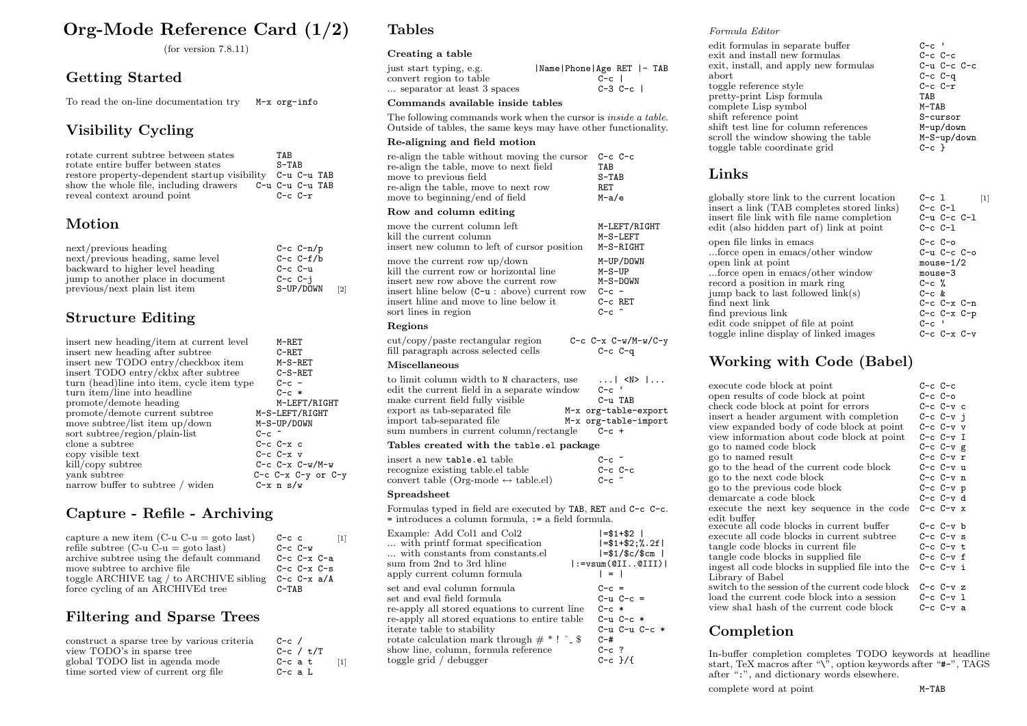# Org-Mode Reference Card (1/2)

(for version 7.8.11)

## Getting Started

To read the on-line documentation try `M-x org-info`

## Visibility Cycling

| | |
|---|---|
| rotate current subtree between states | `TAB` |
| rotate entire buffer between states | `S-TAB` |
| restore property-dependent startup visibility | `C-u C-u TAB` |
| show the whole file, including drawers | `C-u C-u C-u TAB` |
| reveal context around point | `C-c C-r` |

## Motion

| | |
|---|---|
| next/previous heading | `C-c C-n/p` |
| next/previous heading, same level | `C-c C-f/b` |
| backward to higher level heading | `C-c C-u` |
| jump to another place in document | `C-c C-j` |
| previous/next plain list item | `S-UP/DOWN` [2] |

## Structure Editing

| | |
|---|---|
| insert new heading/item at current level | `M-RET` |
| insert new heading after subtree | `C-RET` |
| insert new TODO entry/checkbox item | `M-S-RET` |
| insert TODO entry/ckbx after subtree | `C-S-RET` |
| turn (head)line into item, cycle item type | `C-c -` |
| turn item/line into headline | `C-c *` |
| promote/demote heading | `M-LEFT/RIGHT` |
| promote/demote current subtree | `M-S-LEFT/RIGHT` |
| move subtree/list item up/down | `M-S-UP/DOWN` |
| sort subtree/region/plain-list | `C-c ^` |
| clone a subtree | `C-c C-x c` |
| copy visible text | `C-c C-x v` |
| kill/copy subtree | `C-c C-x C-w/M-w` |
| yank subtree | `C-c C-x C-y or C-y` |
| narrow buffer to subtree / widen | `C-x n s/w` |

## Capture - Refile - Archiving

| | |
|---|---|
| capture a new item (C-u C-u = goto last) | `C-c c` [1] |
| refile subtree (C-u C-u = goto last) | `C-c C-w` |
| archive subtree using the default command | `C-c C-x C-a` |
| move subtree to archive file | `C-c C-x C-s` |
| toggle ARCHIVE tag / to ARCHIVE sibling | `C-c C-x a/A` |
| force cycling of an ARCHIVEd tree | `C-TAB` |

## Filtering and Sparse Trees

| | |
|---|---|
| construct a sparse tree by various criteria | `C-c /` |
| view TODO's in sparse tree | `C-c / t/T` |
| global TODO list in agenda mode | `C-c a t` [1] |
| time sorted view of current org file | `C-c a L` |

## Tables

### Creating a table

| | |
|---|---|
| just start typing, e.g. | `\|Name\|Phone\|Age RET \|- TAB` |
| convert region to table | `C-c \|` |
| ... separator at least 3 spaces | `C-3 C-c \|` |

### Commands available inside tables

The following commands work when the cursor is *inside a table*. Outside of tables, the same keys may have other functionality.

### Re-aligning and field motion

| | |
|---|---|
| re-align the table without moving the cursor | `C-c C-c` |
| re-align the table, move to next field | `TAB` |
| move to previous field | `S-TAB` |
| re-align the table, move to next row | `RET` |
| move to beginning/end of field | `M-a/e` |

### Row and column editing

| | |
|---|---|
| move the current column left | `M-LEFT/RIGHT` |
| kill the current column | `M-S-LEFT` |
| insert new column to left of cursor position | `M-S-RIGHT` |
| move the current row up/down | `M-UP/DOWN` |
| kill the current row or horizontal line | `M-S-UP` |
| insert new row above the current row | `M-S-DOWN` |
| insert hline below (C-u : above) current row | `C-c -` |
| insert hline and move to line below it | `C-c RET` |
| sort lines in region | `C-c ^` |

### Regions

| | |
|---|---|
| cut/copy/paste rectangular region | `C-c C-x C-w/M-w/C-y` |
| fill paragraph across selected cells | `C-c C-q` |

### Miscellaneous

| | |
|---|---|
| to limit column width to N characters, use | `...\| <N> \|...` |
| edit the current field in a separate window | `` C-c ` `` |
| make current field fully visible | `C-u TAB` |
| export as tab-separated file | `M-x org-table-export` |
| import tab-separated file | `M-x org-table-import` |
| sum numbers in current column/rectangle | `C-c +` |

### Tables created with the `table.el` package

| | |
|---|---|
| insert a new `table.el` table | `C-c ~` |
| recognize existing table.el table | `C-c C-c` |
| convert table (Org-mode ↔ table.el) | `C-c ~` |

### Spreadsheet

Formulas typed in field are executed by `TAB`, `RET` and `C-c C-c`. `=` introduces a column formula, `:=` a field formula.

| | |
|---|---|
| Example: Add Col1 and Col2 | `\|=$1+$2 \|` |
| ... with printf format specification | `\|=$1+$2;%.2f\|` |
| ... with constants from constants.el | `\|=$1/$c/$cm \|` |
| sum from 2nd to 3rd hline | `\|:=vsum(@II..@III)\|` |
| apply current column formula | `\| = \|` |
| set and eval column formula | `C-c =` |
| set and eval field formula | `C-u C-c =` |
| re-apply all stored equations to current line | `C-c *` |
| re-apply all stored equations to entire table | `C-u C-c *` |
| iterate table to stability | `C-u C-u C-c *` |
| rotate calculation mark through # * ! ^ _ $ | `C-#` |
| show line, column, formula reference | `C-c ?` |
| toggle grid / debugger | `C-c }/{` |

### *Formula Editor*

| | |
|---|---|
| edit formulas in separate buffer | `C-c '` |
| exit and install new formulas | `C-c C-c` |
| exit, install, and apply new formulas | `C-u C-c C-c` |
| abort | `C-c C-q` |
| toggle reference style | `C-c C-r` |
| pretty-print Lisp formula | `TAB` |
| complete Lisp symbol | `M-TAB` |
| shift reference point | `S-cursor` |
| shift test line for column references | `M-up/down` |
| scroll the window showing the table | `M-S-up/down` |
| toggle table coordinate grid | `C-c }` |

## Links

| | |
|---|---|
| globally store link to the current location | `C-c l` [1] |
| insert a link (TAB completes stored links) | `C-c C-l` |
| insert file link with file name completion | `C-u C-c C-l` |
| edit (also hidden part of) link at point | `C-c C-l` |
| open file links in emacs | `C-c C-o` |
| ...force open in emacs/other window | `C-u C-c C-o` |
| open link at point | `mouse-1/2` |
| ...force open in emacs/other window | `mouse-3` |
| record a position in mark ring | `C-c %` |
| jump back to last followed link(s) | `C-c &` |
| find next link | `C-c C-x C-n` |
| find previous link | `C-c C-x C-p` |
| edit code snippet of file at point | `C-c '` |
| toggle inline display of linked images | `C-c C-x C-v` |

## Working with Code (Babel)

| | |
|---|---|
| execute code block at point | `C-c C-c` |
| open results of code block at point | `C-c C-o` |
| check code block at point for errors | `C-c C-v c` |
| insert a header argument with completion | `C-c C-v j` |
| view expanded body of code block at point | `C-c C-v v` |
| view information about code block at point | `C-c C-v I` |
| go to named code block | `C-c C-v g` |
| go to named result | `C-c C-v r` |
| go to the head of the current code block | `C-c C-v u` |
| go to the next code block | `C-c C-v n` |
| go to the previous code block | `C-c C-v p` |
| demarcate a code block | `C-c C-v d` |
| execute the next key sequence in the code edit buffer | `C-c C-v x` |
| execute all code blocks in current buffer | `C-c C-v b` |
| execute all code blocks in current subtree | `C-c C-v s` |
| tangle code blocks in current file | `C-c C-v t` |
| tangle code blocks in supplied file | `C-c C-v f` |
| ingest all code blocks in supplied file into the Library of Babel | `C-c C-v i` |
| switch to the session of the current code block | `C-c C-v z` |
| load the current code block into a session | `C-c C-v l` |
| view sha1 hash of the current code block | `C-c C-v a` |

## Completion

In-buffer completion completes TODO keywords at headline start, TeX macros after "\", option keywords after "#-", TAGS after ":", and dictionary words elsewhere.

| | |
|---|---|
| complete word at point | `M-TAB` |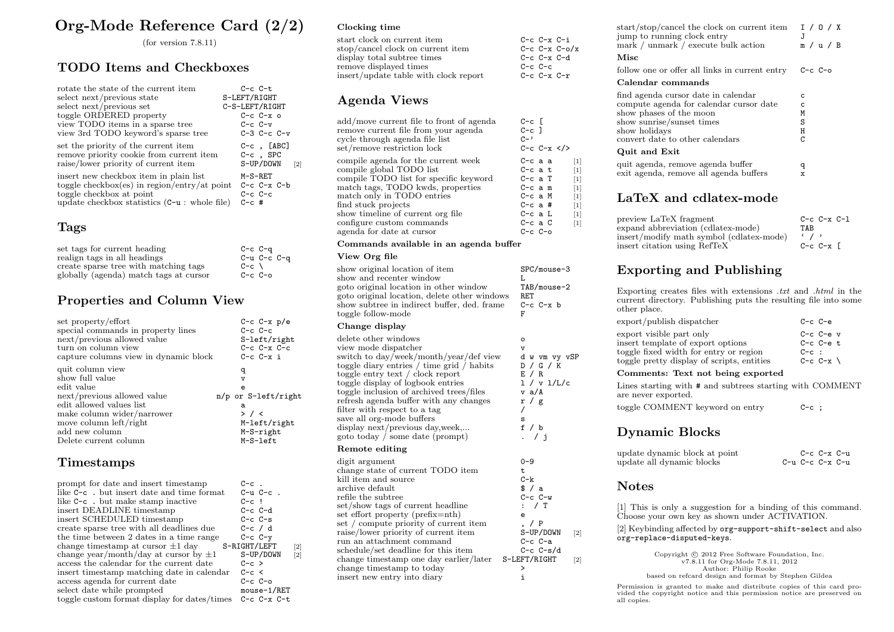# Org-Mode Reference Card (2/2)

(for version 7.8.11)

## TODO Items and Checkboxes

| | | |
|---|---|---|
| rotate the state of the current item | C-c C-t | |
| select next/previous state | S-LEFT/RIGHT | |
| select next/previous set | C-S-LEFT/RIGHT | |
| toggle ORDERED property | C-c C-x o | |
| view TODO items in a sparse tree | C-c C-v | |
| view 3rd TODO keyword's sparse tree | C-3 C-c C-v | |
| set the priority of the current item | C-c , [ABC] | |
| remove priority cookie from current item | C-c , SPC | |
| raise/lower priority of current item | S-UP/DOWN | [2] |
| insert new checkbox item in plain list | M-S-RET | |
| toggle checkbox(es) in region/entry/at point | C-c C-x C-b | |
| toggle checkbox at point | C-c C-c | |
| update checkbox statistics (C-u : whole file) | C-c # | |

## Tags

| | |
|---|---|
| set tags for current heading | C-c C-q |
| realign tags in all headings | C-u C-c C-q |
| create sparse tree with matching tags | C-c \ |
| globally (agenda) match tags at cursor | C-c C-o |

## Properties and Column View

| | |
|---|---|
| set property/effort | C-c C-x p/e |
| special commands in property lines | C-c C-c |
| next/previous allowed value | S-left/right |
| turn on column view | C-c C-x C-c |
| capture columns view in dynamic block | C-c C-x i |
| quit column view | q |
| show full value | v |
| edit value | e |
| next/previous allowed value | n/p or S-left/right |
| edit allowed values list | a |
| make column wider/narrower | > / < |
| move column left/right | M-left/right |
| add new column | M-S-right |
| Delete current column | M-S-left |

## Timestamps

| | | |
|---|---|---|
| prompt for date and insert timestamp | C-c . | |
| like C-c . but insert date and time format | C-u C-c . | |
| like C-c . but make stamp inactive | C-c ! | |
| insert DEADLINE timestamp | C-c C-d | |
| insert SCHEDULED timestamp | C-c C-s | |
| create sparse tree with all deadlines due | C-c / d | |
| the time between 2 dates in a time range | C-c C-y | |
| change timestamp at cursor $\pm 1$ day | S-RIGHT/LEFT | [2] |
| change year/month/day at cursor by $\pm 1$ | S-UP/DOWN | [2] |
| access the calendar for the current date | C-c > | |
| insert timestamp matching date in calendar | C-c < | |
| access agenda for current date | C-c C-o | |
| select date while prompted | mouse-1/RET | |
| toggle custom format display for dates/times | C-c C-x C-t | |

### Clocking time

| | |
|---|---|
| start clock on current item | C-c C-x C-i |
| stop/cancel clock on current item | C-c C-x C-o/x |
| display total subtree times | C-c C-x C-d |
| remove displayed times | C-c C-c |
| insert/update table with clock report | C-c C-x C-r |

## Agenda Views

| | | |
|---|---|---|
| add/move current file to front of agenda | C-c [ | |
| remove current file from your agenda | C-c ] | |
| cycle through agenda file list | C-' | |
| set/remove restriction lock | C-c C-x </> | |
| compile agenda for the current week | C-c a a | [1] |
| compile global TODO list | C-c a t | [1] |
| compile TODO list for specific keyword | C-c a T | [1] |
| match tags, TODO kwds, properties | C-c a m | [1] |
| match only in TODO entries | C-c a M | [1] |
| find stuck projects | C-c a # | [1] |
| show timeline of current org file | C-c a L | [1] |
| configure custom commands | C-c a C | [1] |
| agenda for date at cursor | C-c C-o | |

### Commands available in an agenda buffer

### View Org file

| | |
|---|---|
| show original location of item | SPC/mouse-3 |
| show and recenter window | L |
| goto original location in other window | TAB/mouse-2 |
| goto original location, delete other windows | RET |
| show subtree in indirect buffer, ded. frame | C-c C-x b |
| toggle follow-mode | F |

### Change display

| | |
|---|---|
| delete other windows | o |
| view mode dispatcher | v |
| switch to day/week/month/year/def view | d w vm vy vSP |
| toggle diary entries / time grid / habits | D / G / K |
| toggle entry text / clock report | E / R |
| toggle display of logbook entries | l / v l/L/c |
| toggle inclusion of archived trees/files | v a/A |
| refresh agenda buffer with any changes | r / g |
| filter with respect to a tag | / |
| save all org-mode buffers | s |
| display next/previous day,week,... | f / b |
| goto today / some date (prompt) | . / j |

### Remote editing

| | | |
|---|---|---|
| digit argument | 0-9 | |
| change state of current TODO item | t | |
| kill item and source | C-k | |
| archive default | $ / a | |
| refile the subtree | C-c C-w | |
| set/show tags of current headline | : / T | |
| set effort property (prefix=nth) | e | |
| set / compute priority of current item | , / P | |
| raise/lower priority of current item | S-UP/DOWN | [2] |
| run an attachment command | C-c C-a | |
| schedule/set deadline for this item | C-c C-s/d | |
| change timestamp one day earlier/later | S-LEFT/RIGHT | [2] |
| change timestamp to today | > | |
| insert new entry into diary | i | |
| start/stop/cancel the clock on current item | I / O / X | |
| jump to running clock entry | J | |
| mark / unmark / execute bulk action | m / u / B | |

### Misc

| | |
|---|---|
| follow one or offer all links in current entry | C-c C-o |

### Calendar commands

| | |
|---|---|
| find agenda cursor date in calendar | c |
| compute agenda for calendar cursor date | c |
| show phases of the moon | M |
| show sunrise/sunset times | S |
| show holidays | H |
| convert date to other calendars | C |

### Quit and Exit

| | |
|---|---|
| quit agenda, remove agenda buffer | q |
| exit agenda, remove all agenda buffers | x |

## LaTeX and cdlatex-mode

| | |
|---|---|
| preview LaTeX fragment | C-c C-x C-l |
| expand abbreviation (cdlatex-mode) | TAB |
| insert/modify math symbol (cdlatex-mode) | ` / ' |
| insert citation using RefTeX | C-c C-x [ |

## Exporting and Publishing

Exporting creates files with extensions *.txt* and *.html* in the current directory. Publishing puts the resulting file into some other place.

| | |
|---|---|
| export/publish dispatcher | C-c C-e |
| export visible part only | C-c C-e v |
| insert template of export options | C-c C-e t |
| toggle fixed width for entry or region | C-c : |
| toggle pretty display of scripts, entities | C-c C-x \ |

### Comments: Text not being exported

Lines starting with # and subtrees starting with COMMENT are never exported.

| | |
|---|---|
| toggle COMMENT keyword on entry | C-c ; |

## Dynamic Blocks

| | |
|---|---|
| update dynamic block at point | C-c C-x C-u |
| update all dynamic blocks | C-u C-c C-x C-u |

## Notes

[1] This is only a suggestion for a binding of this command. Choose your own key as shown under ACTIVATION.

[2] Keybinding affected by org-support-shift-select and also org-replace-disputed-keys.

Copyright © 2012 Free Software Foundation, Inc.
v7.8.11 for Org-Mode 7.8.11, 2012
Author: Philip Rooke
based on refcard design and format by Stephen Gildea

Permission is granted to make and distribute copies of this card provided the copyright notice and this permission notice are preserved on all copies.